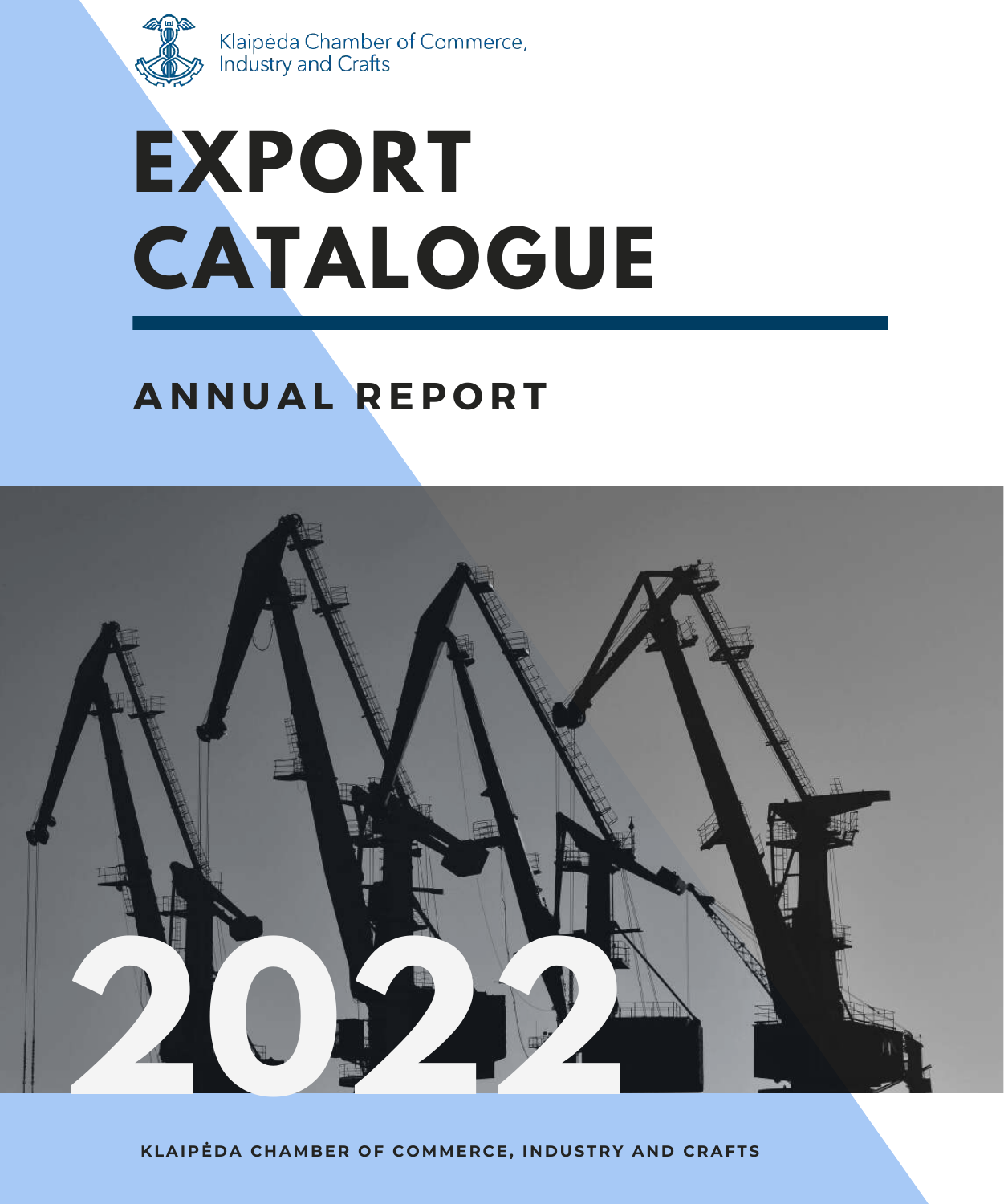Klaipėda Chamber of Commerce, Industry and Crafts

# EXPORT CATALOGUE

## ANNUAL REPORT

2022

KLAIPĖDA CHAMBER OF COMMERCE, INDUSTRY AND CRAFTS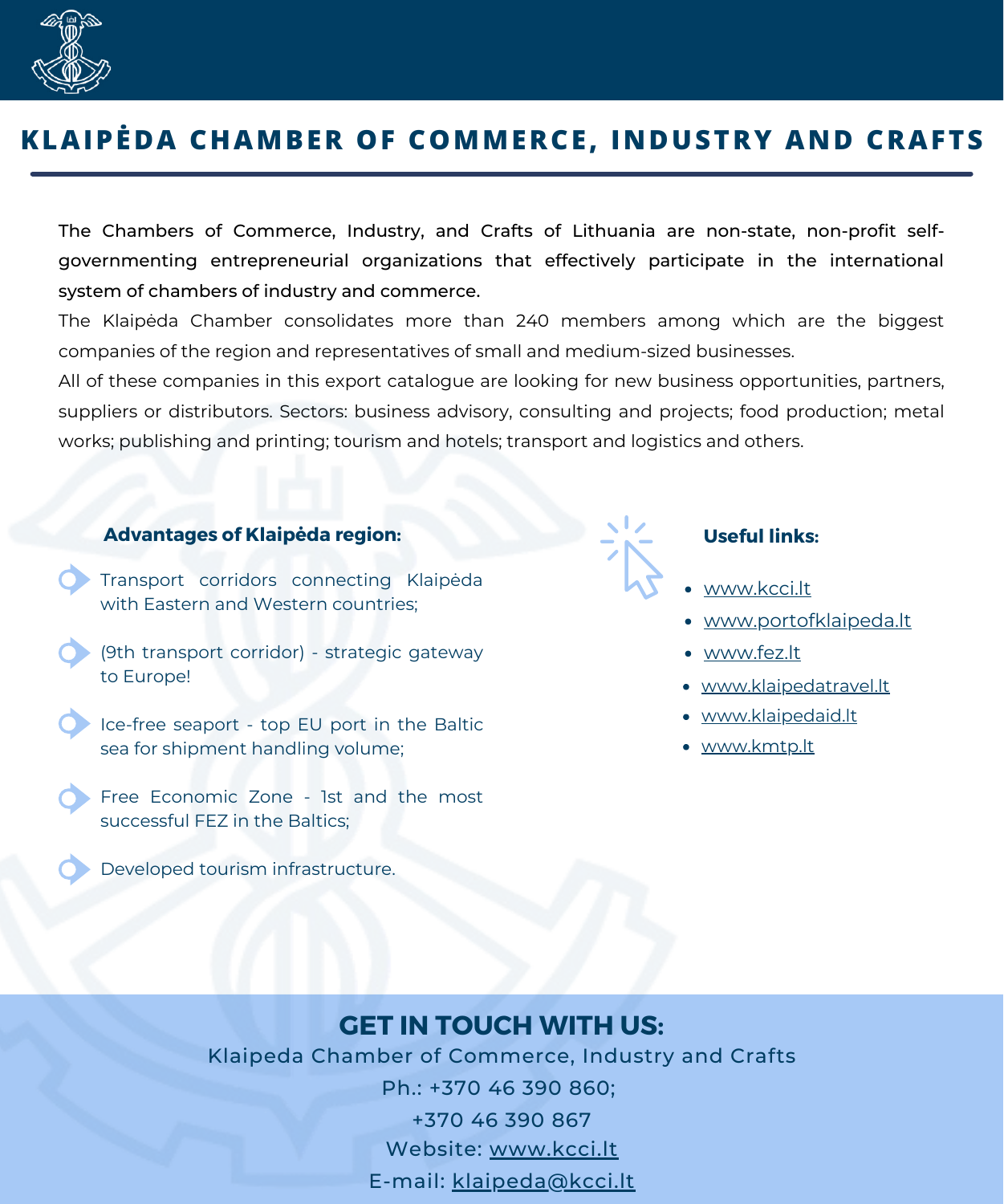# KLAIPĖDA CHAMBER OF COMMERCE, INDUSTRY AND CRAFTS

The Chambers of Commerce, Industry, and Crafts of Lithuania are non-state, non-profit self-governmenting entrepreneurial organizations that effectively participate in the international system of chambers of industry and commerce.

The Klaipėda Chamber consolidates more than 240 members among which are the biggest companies of the region and representatives of small and medium-sized businesses.

All of these companies in this export catalogue are looking for new business opportunities, partners, suppliers or distributors. Sectors: business advisory, consulting and projects; food production; metal works; publishing and printing; tourism and hotels; transport and logistics and others.

### Advantages of Klaipėda region:

- Transport corridors connecting Klaipėda with Eastern and Western countries;
- (9th transport corridor) - strategic gateway to Europe!
- Ice-free seaport - top EU port in the Baltic sea for shipment handling volume;
- Free Economic Zone - 1st and the most successful FEZ in the Baltics;
- Developed tourism infrastructure.

### Useful links:

- www.kcci.lt
- www.portofklaipeda.lt
- www.fez.lt
- www.klaipedatravel.lt
- www.klaipedaid.lt
- www.kmtp.lt

## GET IN TOUCH WITH US:

Klaipeda Chamber of Commerce, Industry and Crafts

Ph.: +370 46 390 860;

+370 46 390 867

Website: www.kcci.lt

E-mail: klaipeda@kcci.lt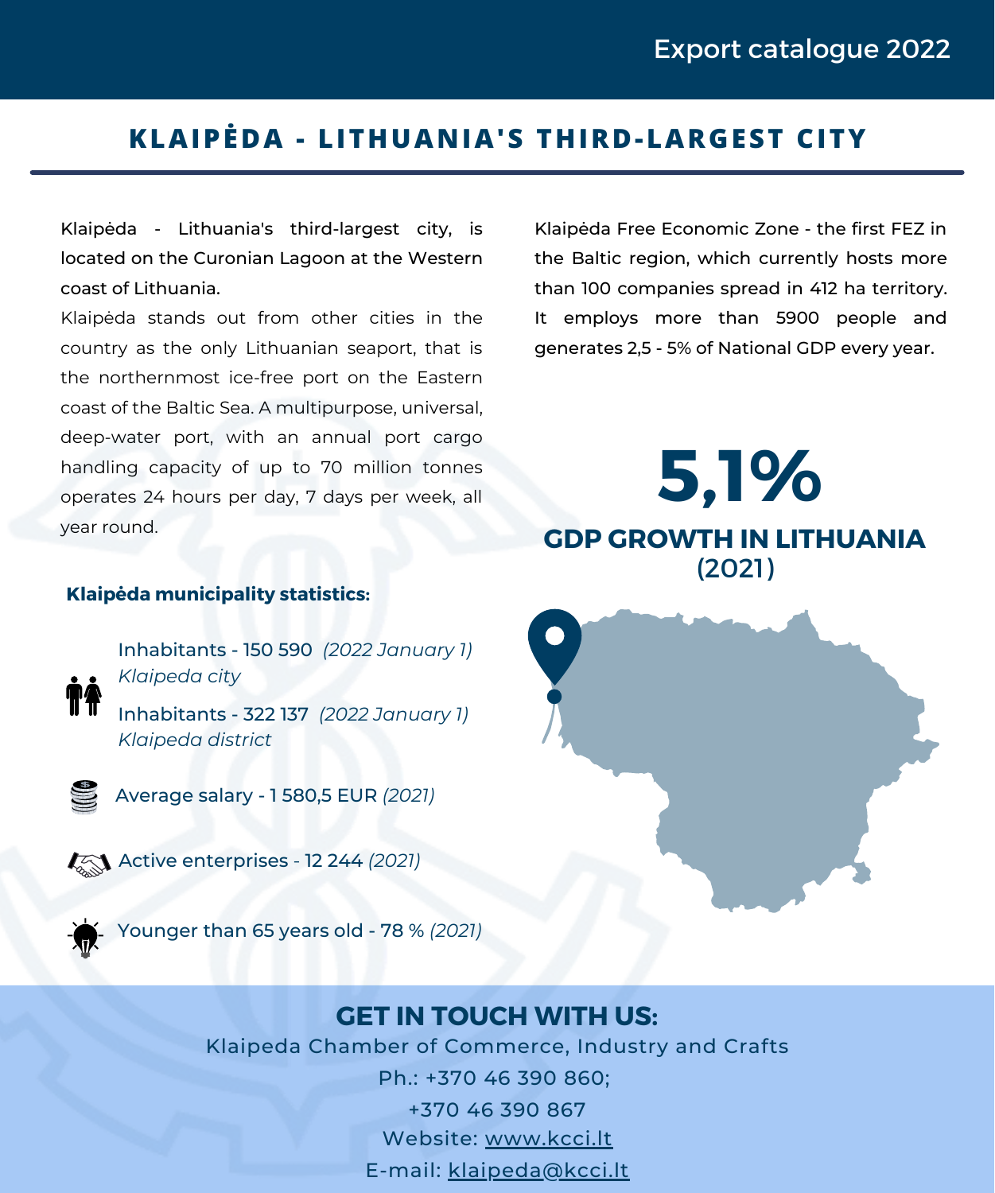# KLAIPĖDA - LITHUANIA'S THIRD-LARGEST CITY

Klaipėda - Lithuania's third-largest city, is located on the Curonian Lagoon at the Western coast of Lithuania.

Klaipėda stands out from other cities in the country as the only Lithuanian seaport, that is the northernmost ice-free port on the Eastern coast of the Baltic Sea. A multipurpose, universal, deep-water port, with an annual port cargo handling capacity of up to 70 million tonnes operates 24 hours per day, 7 days per week, all year round.

**Klaipėda municipality statistics:**

- Inhabitants - 150 590 *(2022 January 1) Klaipeda city*
- Inhabitants - 322 137 *(2022 January 1) Klaipeda district*
- Average salary - 1 580,5 EUR *(2021)*
- Active enterprises - 12 244 *(2021)*
- Younger than 65 years old - 78 % *(2021)*

Klaipėda Free Economic Zone - the first FEZ in the Baltic region, which currently hosts more than 100 companies spread in 412 ha territory. It employs more than 5900 people and generates 2,5 - 5% of National GDP every year.

**5,1%**

**GDP GROWTH IN LITHUANIA**
(2021)

## GET IN TOUCH WITH US:

Klaipeda Chamber of Commerce, Industry and Crafts
Ph.: +370 46 390 860;
+370 46 390 867
Website: www.kcci.lt
E-mail: klaipeda@kcci.lt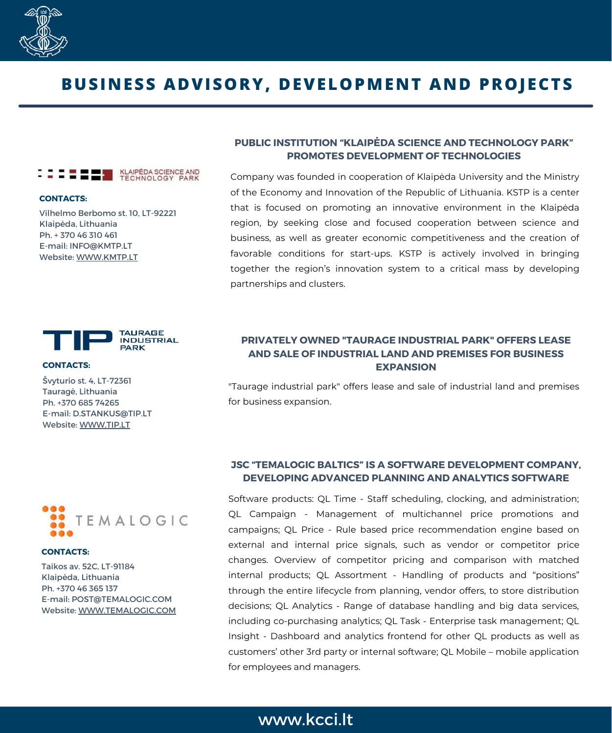# BUSINESS ADVISORY, DEVELOPMENT AND PROJECTS

## PUBLIC INSTITUTION “KLAIPĖDA SCIENCE AND TECHNOLOGY PARK” PROMOTES DEVELOPMENT OF TECHNOLOGIES

KLAIPĖDA SCIENCE AND TECHNOLOGY PARK

**CONTACTS:**

Vilhelmo Berbomo st. 10, LT-92221
Klaipėda, Lithuania
Ph. + 370 46 310 461
E-mail: INFO@KMTP.LT
Website: WWW.KMTP.LT

Company was founded in cooperation of Klaipėda University and the Ministry of the Economy and Innovation of the Republic of Lithuania. KSTP is a center that is focused on promoting an innovative environment in the Klaipėda region, by seeking close and focused cooperation between science and business, as well as greater economic competitiveness and the creation of favorable conditions for start-ups. KSTP is actively involved in bringing together the region’s innovation system to a critical mass by developing partnerships and clusters.

## PRIVATELY OWNED "TAURAGE INDUSTRIAL PARK" OFFERS LEASE AND SALE OF INDUSTRIAL LAND AND PREMISES FOR BUSINESS EXPANSION

TIP TAURAGE INDUSTRIAL PARK

**CONTACTS:**

Švyturio st. 4, LT-72361
Tauragė, Lithuania
Ph. +370 685 74265
E-mail: D.STANKUS@TIP.LT
Website: WWW.TIP.LT

"Taurage industrial park" offers lease and sale of industrial land and premises for business expansion.

## JSC “TEMALOGIC BALTICS” IS A SOFTWARE DEVELOPMENT COMPANY, DEVELOPING ADVANCED PLANNING AND ANALYTICS SOFTWARE

TEMALOGIC

**CONTACTS:**

Taikos av. 52C, LT-91184
Klaipėda, Lithuania
Ph. +370 46 365 137
E-mail: POST@TEMALOGIC.COM
Website: WWW.TEMALOGIC.COM

Software products: QL Time - Staff scheduling, clocking, and administration; QL Campaign - Management of multichannel price promotions and campaigns; QL Price - Rule based price recommendation engine based on external and internal price signals, such as vendor or competitor price changes. Overview of competitor pricing and comparison with matched internal products; QL Assortment - Handling of products and “positions” through the entire lifecycle from planning, vendor offers, to store distribution decisions; QL Analytics - Range of database handling and big data services, including co-purchasing analytics; QL Task - Enterprise task management; QL Insight - Dashboard and analytics frontend for other QL products as well as customers’ other 3rd party or internal software; QL Mobile – mobile application for employees and managers.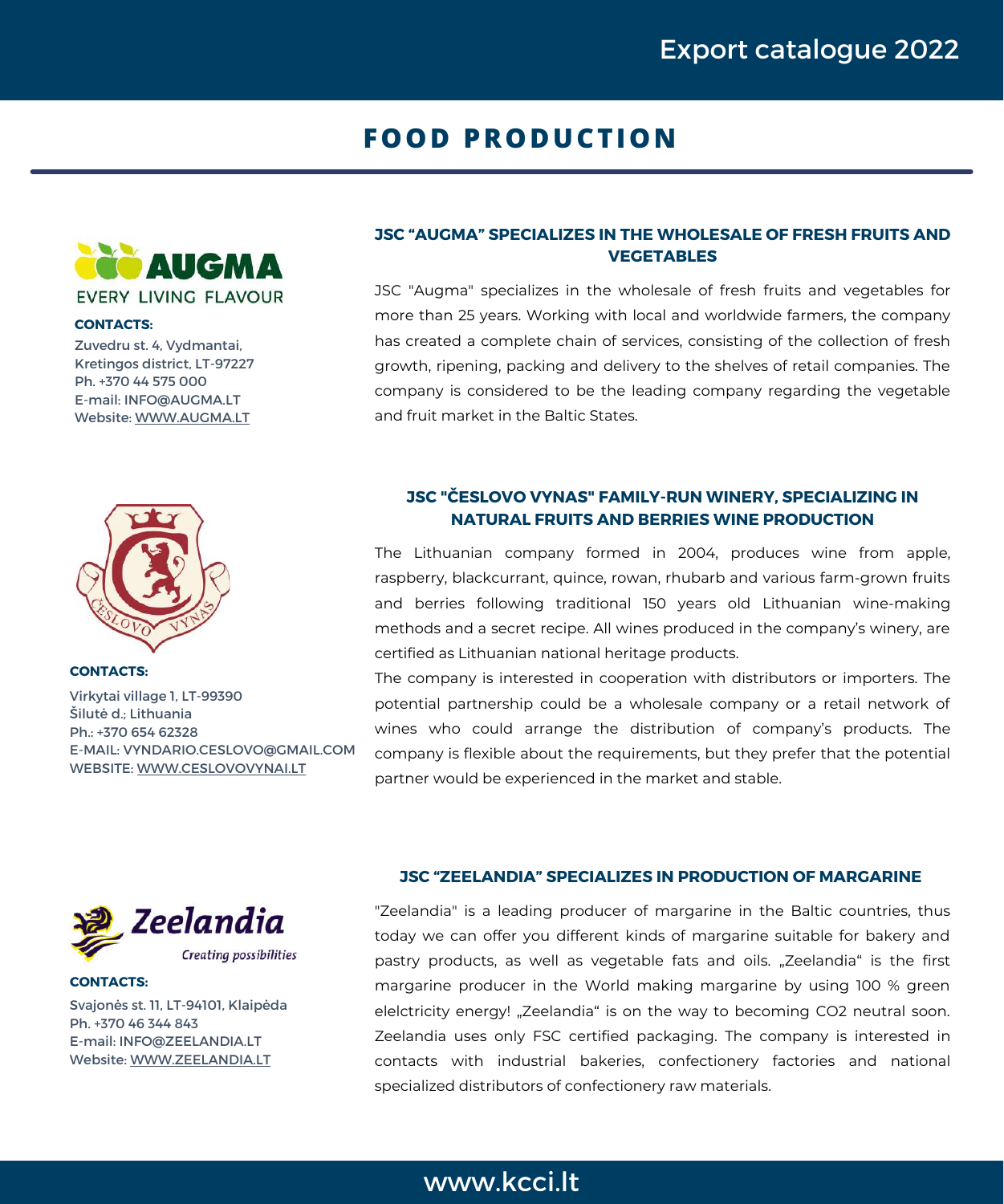# FOOD PRODUCTION

AUGMA

EVERY LIVING FLAVOUR

**CONTACTS:**

Zuvedru st. 4, Vydmantai,
Kretingos district, LT-97227
Ph. +370 44 575 000
E-mail: INFO@AUGMA.LT
Website: WWW.AUGMA.LT

### JSC "AUGMA" SPECIALIZES IN THE WHOLESALE OF FRESH FRUITS AND VEGETABLES

JSC "Augma" specializes in the wholesale of fresh fruits and vegetables for more than 25 years. Working with local and worldwide farmers, the company has created a complete chain of services, consisting of the collection of fresh growth, ripening, packing and delivery to the shelves of retail companies. The company is considered to be the leading company regarding the vegetable and fruit market in the Baltic States.

**CONTACTS:**

Virkytai village 1, LT-99390
Šilutė d.; Lithuania
Ph.: +370 654 62328
E-MAIL: VYNDARIO.CESLOVO@GMAIL.COM
WEBSITE: WWW.CESLOVOVYNAI.LT

### JSC "ČESLOVO VYNAS" FAMILY-RUN WINERY, SPECIALIZING IN NATURAL FRUITS AND BERRIES WINE PRODUCTION

The Lithuanian company formed in 2004, produces wine from apple, raspberry, blackcurrant, quince, rowan, rhubarb and various farm-grown fruits and berries following traditional 150 years old Lithuanian wine-making methods and a secret recipe. All wines produced in the company's winery, are certified as Lithuanian national heritage products.

The company is interested in cooperation with distributors or importers. The potential partnership could be a wholesale company or a retail network of wines who could arrange the distribution of company's products. The company is flexible about the requirements, but they prefer that the potential partner would be experienced in the market and stable.

Zeelandia

*Creating possibilities*

**CONTACTS:**

Svajonės st. 11, LT-94101, Klaipėda
Ph. +370 46 344 843
E-mail: INFO@ZEELANDIA.LT
Website: WWW.ZEELANDIA.LT

### JSC "ZEELANDIA" SPECIALIZES IN PRODUCTION OF MARGARINE

"Zeelandia" is a leading producer of margarine in the Baltic countries, thus today we can offer you different kinds of margarine suitable for bakery and pastry products, as well as vegetable fats and oils. „Zeelandia" is the first margarine producer in the World making margarine by using 100 % green elelctricity energy! „Zeelandia" is on the way to becoming $CO_2$ neutral soon. Zeelandia uses only FSC certified packaging. The company is interested in contacts with industrial bakeries, confectionery factories and national specialized distributors of confectionery raw materials.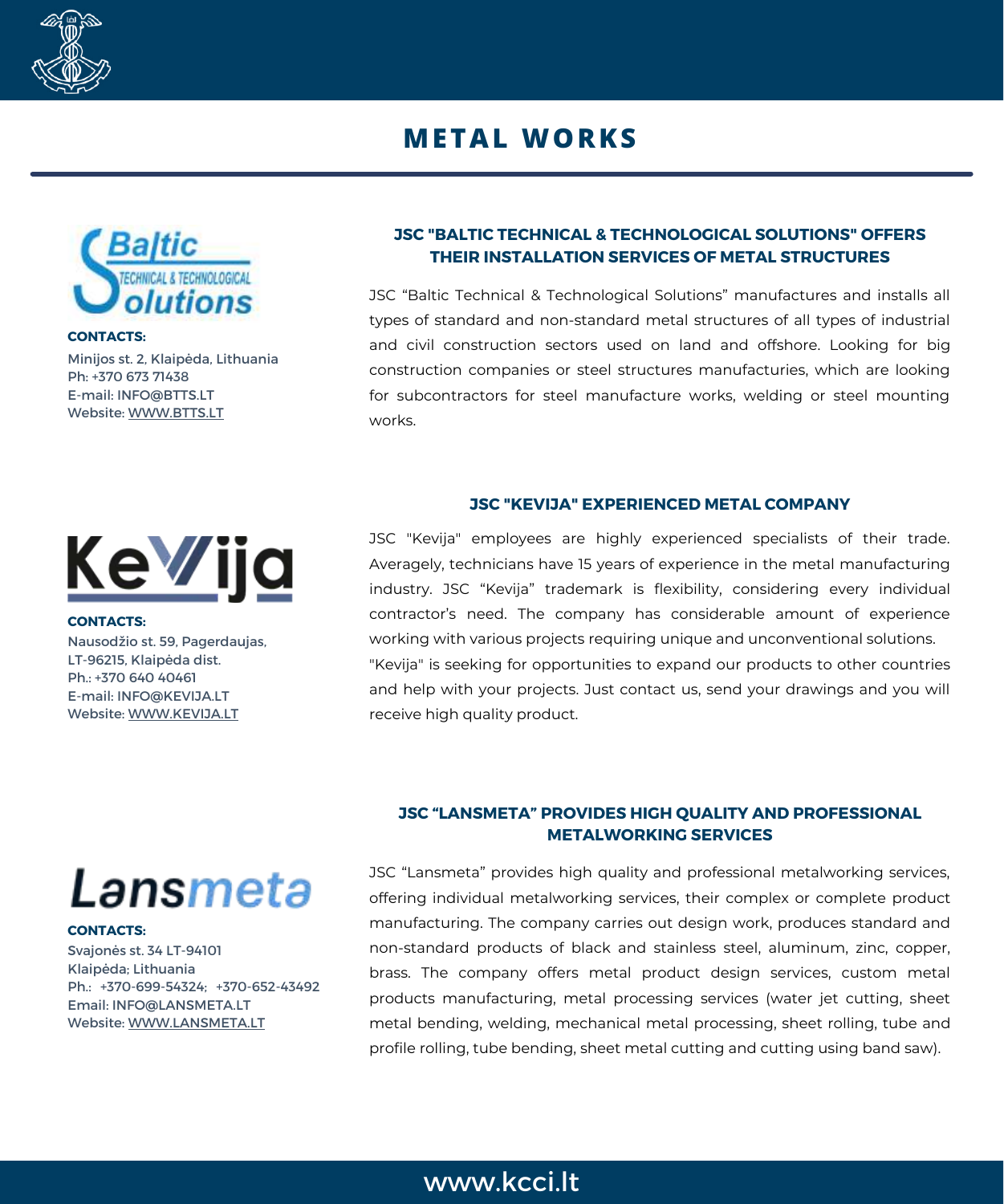# METAL WORKS

**CONTACTS:**
Minijos st. 2, Klaipėda, Lithuania
Ph: +370 673 71438
E-mail: INFO@BTTS.LT
Website: WWW.BTTS.LT

### JSC "BALTIC TECHNICAL & TECHNOLOGICAL SOLUTIONS" OFFERS THEIR INSTALLATION SERVICES OF METAL STRUCTURES

JSC "Baltic Technical & Technological Solutions" manufactures and installs all types of standard and non-standard metal structures of all types of industrial and civil construction sectors used on land and offshore. Looking for big construction companies or steel structures manufacturies, which are looking for subcontractors for steel manufacture works, welding or steel mounting works.

**CONTACTS:**
Nausodžio st. 59, Pagerdaujas,
LT-96215, Klaipėda dist.
Ph.: +370 640 40461
E-mail: INFO@KEVIJA.LT
Website: WWW.KEVIJA.LT

### JSC "KEVIJA" EXPERIENCED METAL COMPANY

JSC "Kevija" employees are highly experienced specialists of their trade. Averagely, technicians have 15 years of experience in the metal manufacturing industry. JSC "Kevija" trademark is flexibility, considering every individual contractor's need. The company has considerable amount of experience working with various projects requiring unique and unconventional solutions.
"Kevija" is seeking for opportunities to expand our products to other countries and help with your projects. Just contact us, send your drawings and you will receive high quality product.

**CONTACTS:**
Svajonės st. 34 LT-94101
Klaipėda; Lithuania
Ph.: +370-699-54324; +370-652-43492
Email: INFO@LANSMETA.LT
Website: WWW.LANSMETA.LT

### JSC "LANSMETA" PROVIDES HIGH QUALITY AND PROFESSIONAL METALWORKING SERVICES

JSC "Lansmeta" provides high quality and professional metalworking services, offering individual metalworking services, their complex or complete product manufacturing. The company carries out design work, produces standard and non-standard products of black and stainless steel, aluminum, zinc, copper, brass. The company offers metal product design services, custom metal products manufacturing, metal processing services (water jet cutting, sheet metal bending, welding, mechanical metal processing, sheet rolling, tube and profile rolling, tube bending, sheet metal cutting and cutting using band saw).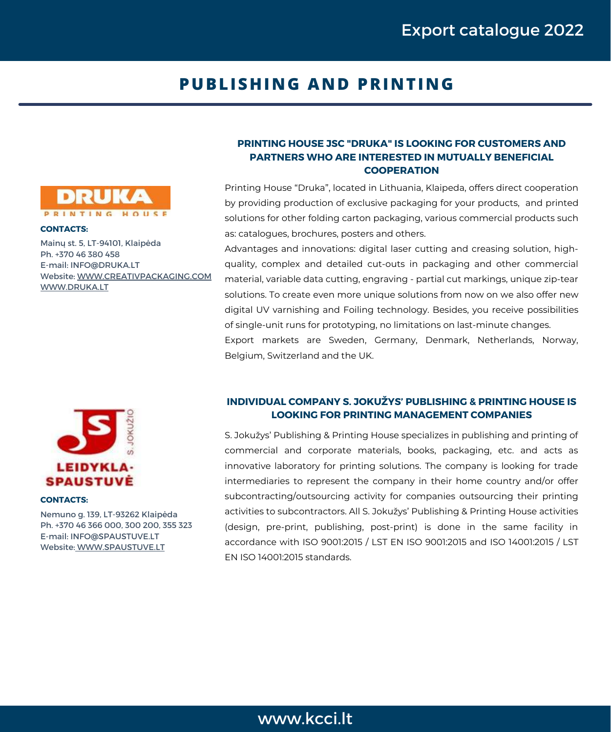# PUBLISHING AND PRINTING

## PRINTING HOUSE JSC "DRUKA" IS LOOKING FOR CUSTOMERS AND PARTNERS WHO ARE INTERESTED IN MUTUALLY BENEFICIAL COOPERATION

**CONTACTS:**

Mainų st. 5, LT-94101, Klaipėda
Ph. +370 46 380 458
E-mail: INFO@DRUKA.LT
Website: WWW.CREATIVPACKAGING.COM
WWW.DRUKA.LT

Printing House "Druka", located in Lithuania, Klaipeda, offers direct cooperation by providing production of exclusive packaging for your products, and printed solutions for other folding carton packaging, various commercial products such as: catalogues, brochures, posters and others.

Advantages and innovations: digital laser cutting and creasing solution, high-quality, complex and detailed cut-outs in packaging and other commercial material, variable data cutting, engraving - partial cut markings, unique zip-tear solutions. To create even more unique solutions from now on we also offer new digital UV varnishing and Foiling technology. Besides, you receive possibilities of single-unit runs for prototyping, no limitations on last-minute changes.

Export markets are Sweden, Germany, Denmark, Netherlands, Norway, Belgium, Switzerland and the UK.

## INDIVIDUAL COMPANY S. JOKUŽYS' PUBLISHING & PRINTING HOUSE IS LOOKING FOR PRINTING MANAGEMENT COMPANIES

**CONTACTS:**

Nemuno g. 139, LT-93262 Klaipėda
Ph. +370 46 366 000, 300 200, 355 323
E-mail: INFO@SPAUSTUVE.LT
Website: WWW.SPAUSTUVE.LT

S. Jokužys' Publishing & Printing House specializes in publishing and printing of commercial and corporate materials, books, packaging, etc. and acts as innovative laboratory for printing solutions. The company is looking for trade intermediaries to represent the company in their home country and/or offer subcontracting/outsourcing activity for companies outsourcing their printing activities to subcontractors. All S. Jokužys' Publishing & Printing House activities (design, pre-print, publishing, post-print) is done in the same facility in accordance with ISO 9001:2015 / LST EN ISO 9001:2015 and ISO 14001:2015 / LST EN ISO 14001:2015 standards.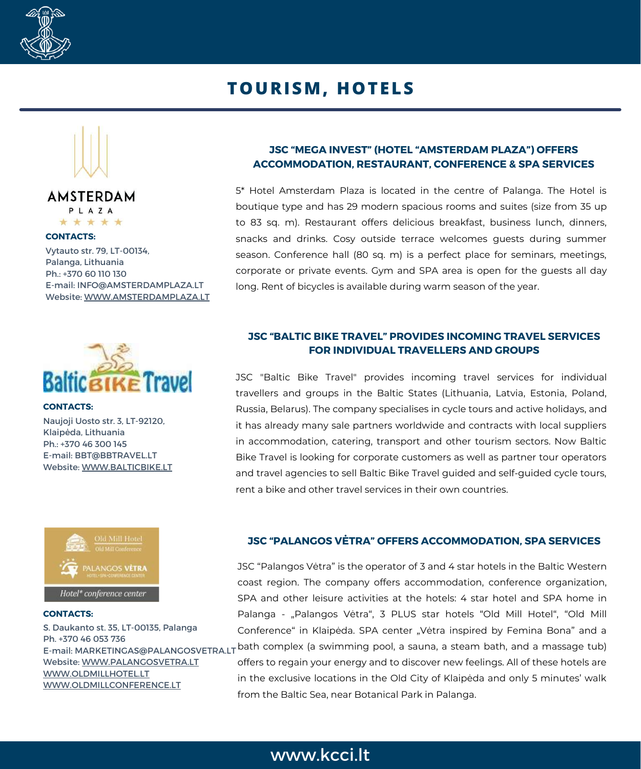# TOURISM, HOTELS

AMSTERDAM PLAZA ★★★★★

**CONTACTS:**

Vytauto str. 79, LT-00134,
Palanga, Lithuania
Ph.: +370 60 110 130
E-mail: INFO@AMSTERDAMPLAZA.LT
Website: WWW.AMSTERDAMPLAZA.LT

## JSC "MEGA INVEST" (HOTEL "AMSTERDAM PLAZA") OFFERS ACCOMMODATION, RESTAURANT, CONFERENCE & SPA SERVICES

5* Hotel Amsterdam Plaza is located in the centre of Palanga. The Hotel is boutique type and has 29 modern spacious rooms and suites (size from 35 up to 83 sq. m). Restaurant offers delicious breakfast, business lunch, dinners, snacks and drinks. Cosy outside terrace welcomes guests during summer season. Conference hall (80 sq. m) is a perfect place for seminars, meetings, corporate or private events. Gym and SPA area is open for the guests all day long. Rent of bicycles is available during warm season of the year.

Baltic BIKE Travel

**CONTACTS:**

Naujoji Uosto str. 3, LT-92120,
Klaipėda, Lithuania
Ph.: +370 46 300 145
E-mail: BBT@BBTRAVEL.LT
Website: WWW.BALTICBIKE.LT

## JSC "BALTIC BIKE TRAVEL" PROVIDES INCOMING TRAVEL SERVICES FOR INDIVIDUAL TRAVELLERS AND GROUPS

JSC "Baltic Bike Travel" provides incoming travel services for individual travellers and groups in the Baltic States (Lithuania, Latvia, Estonia, Poland, Russia, Belarus). The company specialises in cycle tours and active holidays, and it has already many sale partners worldwide and contracts with local suppliers in accommodation, catering, transport and other tourism sectors. Now Baltic Bike Travel is looking for corporate customers as well as partner tour operators and travel agencies to sell Baltic Bike Travel guided and self-guided cycle tours, rent a bike and other travel services in their own countries.

Old Mill Hotel
Old Mill Conference
PALANGOS VĖTRA
HOTEL • SPA • CONFERENCE CENTER
Hotel* conference center

**CONTACTS:**

S. Daukanto st. 35, LT-00135, Palanga
Ph. +370 46 053 736
E-mail: MARKETINGAS@PALANGOSVETRA.LT
Website: WWW.PALANGOSVETRA.LT
WWW.OLDMILLHOTEL.LT
WWW.OLDMILLCONFERENCE.LT

## JSC "PALANGOS VĖTRA" OFFERS ACCOMMODATION, SPA SERVICES

JSC "Palangos Vėtra" is the operator of 3 and 4 star hotels in the Baltic Western coast region. The company offers accommodation, conference organization, SPA and other leisure activities at the hotels: 4 star hotel and SPA home in Palanga - „Palangos Vėtra", 3 PLUS star hotels "Old Mill Hotel", "Old Mill Conference" in Klaipėda. SPA center „Vėtra inspired by Femina Bona" and a bath complex (a swimming pool, a sauna, a steam bath, and a massage tub) offers to regain your energy and to discover new feelings. All of these hotels are in the exclusive locations in the Old City of Klaipėda and only 5 minutes' walk from the Baltic Sea, near Botanical Park in Palanga.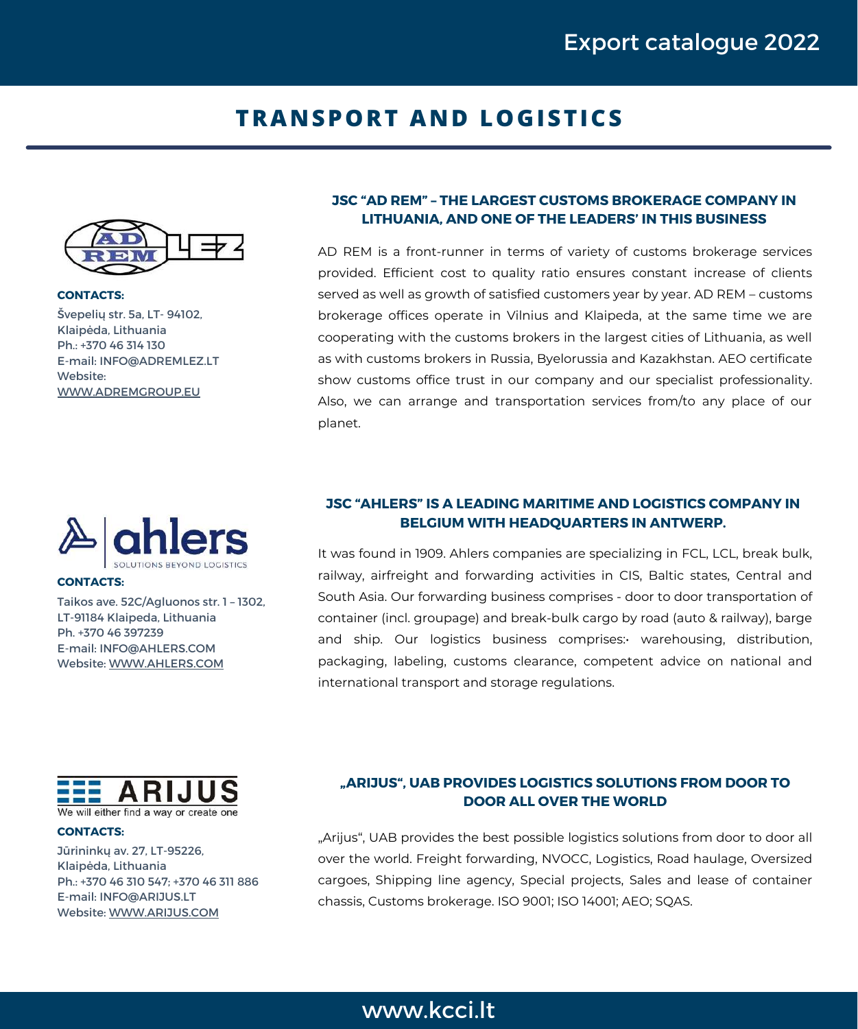# TRANSPORT AND LOGISTICS

**CONTACTS:**
Švepelių str. 5a, LT- 94102,
Klaipėda, Lithuania
Ph.: +370 46 314 130
E-mail: INFO@ADREMLEZ.LT
Website:
WWW.ADREMGROUP.EU

## JSC "AD REM" – THE LARGEST CUSTOMS BROKERAGE COMPANY IN LITHUANIA, AND ONE OF THE LEADERS' IN THIS BUSINESS

AD REM is a front-runner in terms of variety of customs brokerage services provided. Efficient cost to quality ratio ensures constant increase of clients served as well as growth of satisfied customers year by year. AD REM – customs brokerage offices operate in Vilnius and Klaipeda, at the same time we are cooperating with the customs brokers in the largest cities of Lithuania, as well as with customs brokers in Russia, Byelorussia and Kazakhstan. AEO certificate show customs office trust in our company and our specialist professionality. Also, we can arrange and transportation services from/to any place of our planet.

**CONTACTS:**
Taikos ave. 52C/Agluonos str. 1 – 1302,
LT-91184 Klaipeda, Lithuania
Ph. +370 46 397239
E-mail: INFO@AHLERS.COM
Website: WWW.AHLERS.COM

## JSC "AHLERS" IS A LEADING MARITIME AND LOGISTICS COMPANY IN BELGIUM WITH HEADQUARTERS IN ANTWERP.

It was found in 1909. Ahlers companies are specializing in FCL, LCL, break bulk, railway, airfreight and forwarding activities in CIS, Baltic states, Central and South Asia. Our forwarding business comprises - door to door transportation of container (incl. groupage) and break-bulk cargo by road (auto & railway), barge and ship. Our logistics business comprises:· warehousing, distribution, packaging, labeling, customs clearance, competent advice on national and international transport and storage regulations.

**CONTACTS:**
Jūrininkų av. 27, LT-95226,
Klaipėda, Lithuania
Ph.: +370 46 310 547; +370 46 311 886
E-mail: INFO@ARIJUS.LT
Website: WWW.ARIJUS.COM

## „ARIJUS", UAB PROVIDES LOGISTICS SOLUTIONS FROM DOOR TO DOOR ALL OVER THE WORLD

„Arijus", UAB provides the best possible logistics solutions from door to door all over the world. Freight forwarding, NVOCC, Logistics, Road haulage, Oversized cargoes, Shipping line agency, Special projects, Sales and lease of container chassis, Customs brokerage. ISO 9001; ISO 14001; AEO; SQAS.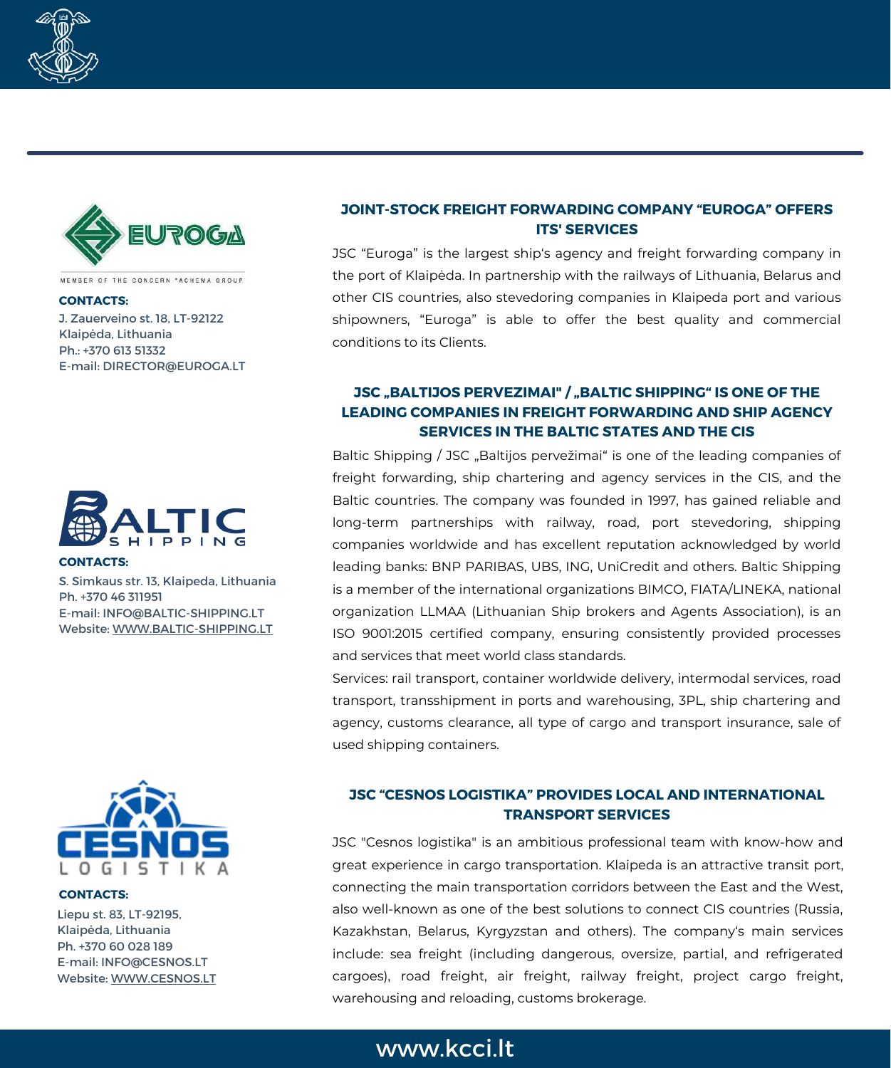## JOINT-STOCK FREIGHT FORWARDING COMPANY "EUROGA" OFFERS ITS' SERVICES

JSC "Euroga" is the largest ship's agency and freight forwarding company in the port of Klaipėda. In partnership with the railways of Lithuania, Belarus and other CIS countries, also stevedoring companies in Klaipeda port and various shipowners, "Euroga" is able to offer the best quality and commercial conditions to its Clients.

MEMBER OF THE CONCERN "ACHEMA GROUP"

**CONTACTS:**
J. Zauerveino st. 18, LT-92122
Klaipėda, Lithuania
Ph.: +370 613 51332
E-mail: DIRECTOR@EUROGA.LT

## JSC „BALTIJOS PERVEZIMAI" / „BALTIC SHIPPING" IS ONE OF THE LEADING COMPANIES IN FREIGHT FORWARDING AND SHIP AGENCY SERVICES IN THE BALTIC STATES AND THE CIS

Baltic Shipping / JSC „Baltijos pervežimai" is one of the leading companies of freight forwarding, ship chartering and agency services in the CIS, and the Baltic countries. The company was founded in 1997, has gained reliable and long-term partnerships with railway, road, port stevedoring, shipping companies worldwide and has excellent reputation acknowledged by world leading banks: BNP PARIBAS, UBS, ING, UniCredit and others. Baltic Shipping is a member of the international organizations BIMCO, FIATA/LINEKA, national organization LLMAA (Lithuanian Ship brokers and Agents Association), is an ISO 9001:2015 certified company, ensuring consistently provided processes and services that meet world class standards.

Services: rail transport, container worldwide delivery, intermodal services, road transport, transshipment in ports and warehousing, 3PL, ship chartering and agency, customs clearance, all type of cargo and transport insurance, sale of used shipping containers.

**CONTACTS:**
S. Simkaus str. 13, Klaipeda, Lithuania
Ph. +370 46 311951
E-mail: INFO@BALTIC-SHIPPING.LT
Website: WWW.BALTIC-SHIPPING.LT

## JSC "CESNOS LOGISTIKA" PROVIDES LOCAL AND INTERNATIONAL TRANSPORT SERVICES

JSC "Cesnos logistika" is an ambitious professional team with know-how and great experience in cargo transportation. Klaipeda is an attractive transit port, connecting the main transportation corridors between the East and the West, also well-known as one of the best solutions to connect CIS countries (Russia, Kazakhstan, Belarus, Kyrgyzstan and others). The company's main services include: sea freight (including dangerous, oversize, partial, and refrigerated cargoes), road freight, air freight, railway freight, project cargo freight, warehousing and reloading, customs brokerage.

**CONTACTS:**
Liepu st. 83, LT-92195,
Klaipėda, Lithuania
Ph. +370 60 028 189
E-mail: INFO@CESNOS.LT
Website: WWW.CESNOS.LT

www.kcci.lt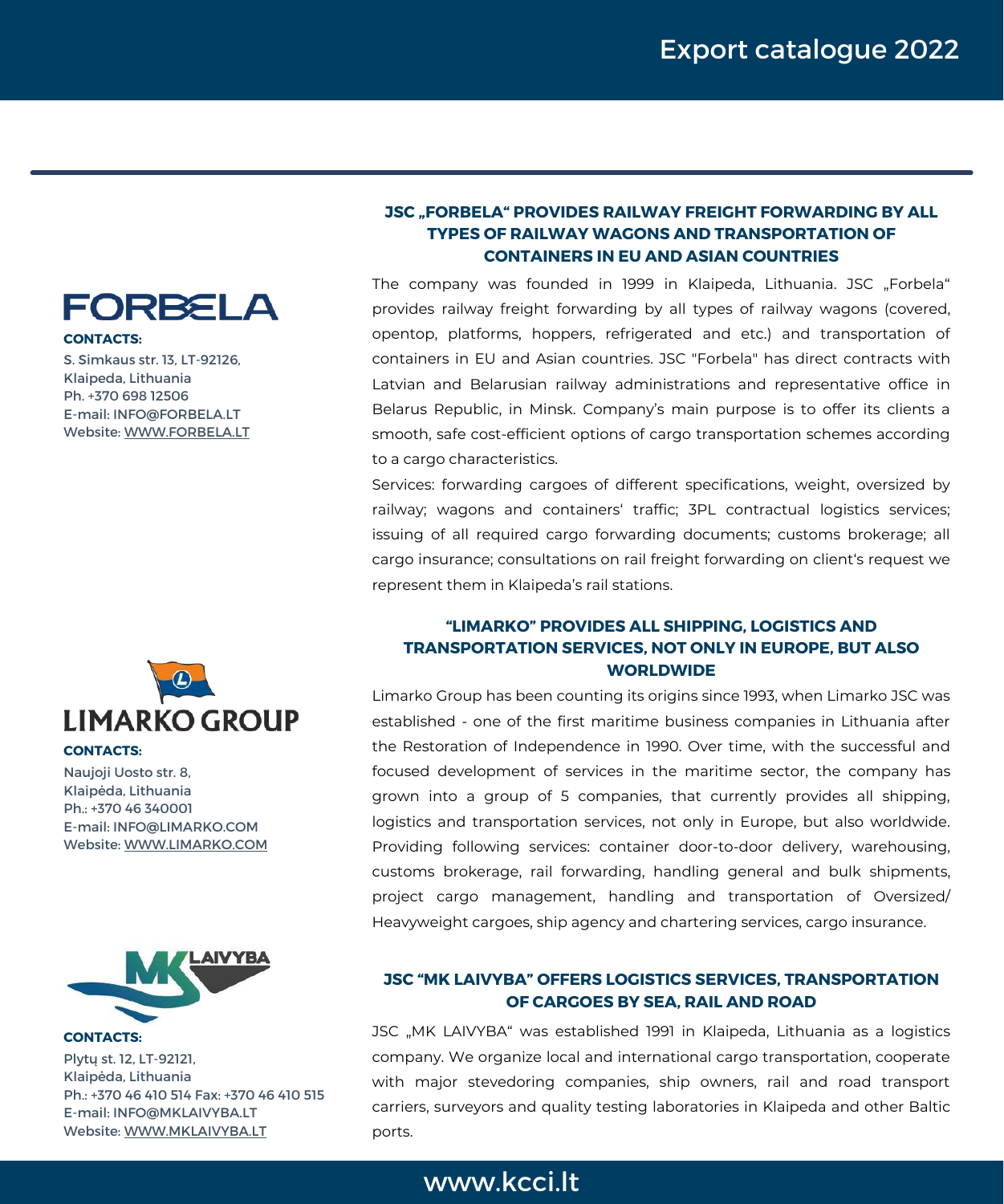## JSC „FORBELA" PROVIDES RAILWAY FREIGHT FORWARDING BY ALL TYPES OF RAILWAY WAGONS AND TRANSPORTATION OF CONTAINERS IN EU AND ASIAN COUNTRIES

**FORBELA**

**CONTACTS:**
S. Simkaus str. 13, LT-92126,
Klaipeda, Lithuania
Ph. +370 698 12506
E-mail: INFO@FORBELA.LT
Website: WWW.FORBELA.LT

The company was founded in 1999 in Klaipeda, Lithuania. JSC „Forbela" provides railway freight forwarding by all types of railway wagons (covered, opentop, platforms, hoppers, refrigerated and etc.) and transportation of containers in EU and Asian countries. JSC "Forbela" has direct contracts with Latvian and Belarusian railway administrations and representative office in Belarus Republic, in Minsk. Company's main purpose is to offer its clients a smooth, safe cost-efficient options of cargo transportation schemes according to a cargo characteristics.

Services: forwarding cargoes of different specifications, weight, oversized by railway; wagons and containers' traffic; 3PL contractual logistics services; issuing of all required cargo forwarding documents; customs brokerage; all cargo insurance; consultations on rail freight forwarding on client's request we represent them in Klaipeda's rail stations.

## "LIMARKO" PROVIDES ALL SHIPPING, LOGISTICS AND TRANSPORTATION SERVICES, NOT ONLY IN EUROPE, BUT ALSO WORLDWIDE

**LIMARKO GROUP**

**CONTACTS:**
Naujoji Uosto str. 8,
Klaipėda, Lithuania
Ph.: +370 46 340001
E-mail: INFO@LIMARKO.COM
Website: WWW.LIMARKO.COM

Limarko Group has been counting its origins since 1993, when Limarko JSC was established - one of the first maritime business companies in Lithuania after the Restoration of Independence in 1990. Over time, with the successful and focused development of services in the maritime sector, the company has grown into a group of 5 companies, that currently provides all shipping, logistics and transportation services, not only in Europe, but also worldwide. Providing following services: container door-to-door delivery, warehousing, customs brokerage, rail forwarding, handling general and bulk shipments, project cargo management, handling and transportation of Oversized/ Heavyweight cargoes, ship agency and chartering services, cargo insurance.

## JSC "MK LAIVYBA" OFFERS LOGISTICS SERVICES, TRANSPORTATION OF CARGOES BY SEA, RAIL AND ROAD

**MK LAIVYBA**

**CONTACTS:**
Plytų st. 12, LT-92121,
Klaipėda, Lithuania
Ph.: +370 46 410 514 Fax: +370 46 410 515
E-mail: INFO@MKLAIVYBA.LT
Website: WWW.MKLAIVYBA.LT

JSC „MK LAIVYBA" was established 1991 in Klaipeda, Lithuania as a logistics company. We organize local and international cargo transportation, cooperate with major stevedoring companies, ship owners, rail and road transport carriers, surveyors and quality testing laboratories in Klaipeda and other Baltic ports.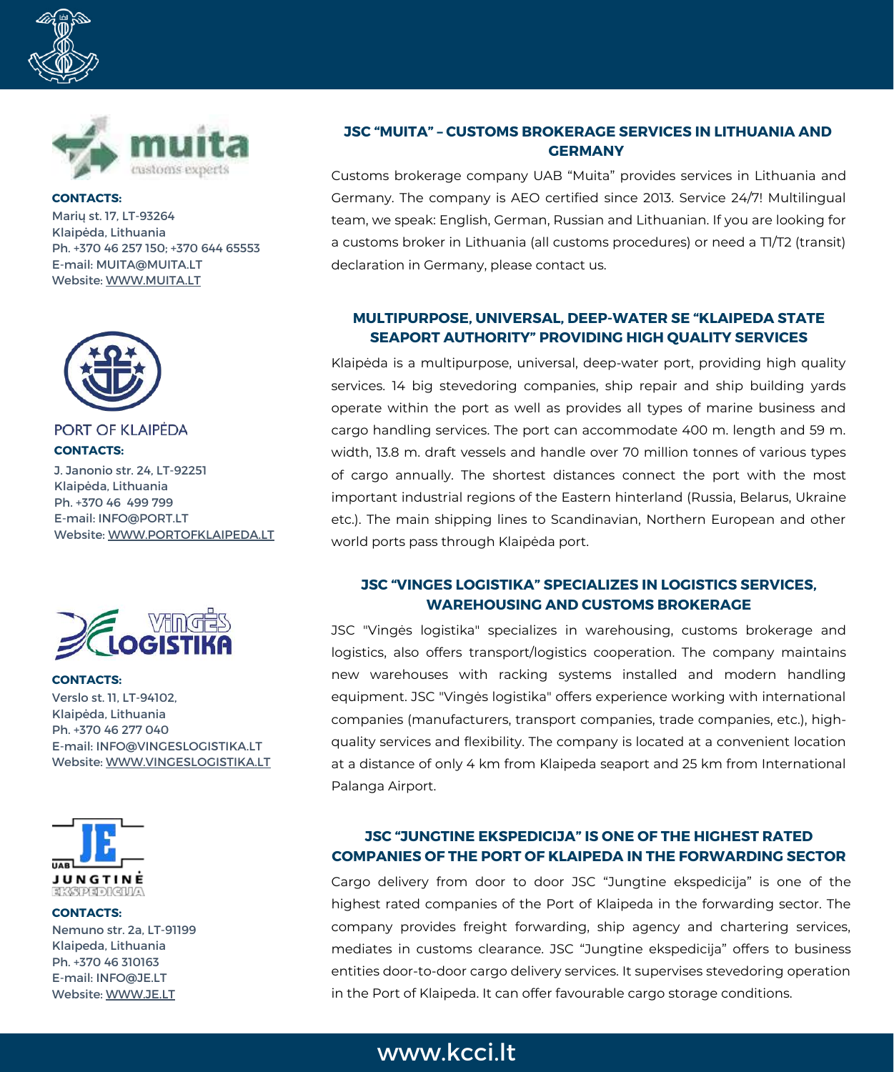## JSC "MUITA" – CUSTOMS BROKERAGE SERVICES IN LITHUANIA AND GERMANY

**CONTACTS:**
Marių st. 17, LT-93264
Klaipėda, Lithuania
Ph. +370 46 257 150; +370 644 65553
E-mail: MUITA@MUITA.LT
Website: WWW.MUITA.LT

Customs brokerage company UAB "Muita" provides services in Lithuania and Germany. The company is AEO certified since 2013. Service 24/7! Multilingual team, we speak: English, German, Russian and Lithuanian. If you are looking for a customs broker in Lithuania (all customs procedures) or need a T1/T2 (transit) declaration in Germany, please contact us.

## MULTIPURPOSE, UNIVERSAL, DEEP-WATER SE "KLAIPEDA STATE SEAPORT AUTHORITY" PROVIDING HIGH QUALITY SERVICES

PORT OF KLAIPĖDA

**CONTACTS:**
J. Janonio str. 24, LT-92251
Klaipėda, Lithuania
Ph. +370 46 499 799
E-mail: INFO@PORT.LT
Website: WWW.PORTOFKLAIPEDA.LT

Klaipėda is a multipurpose, universal, deep-water port, providing high quality services. 14 big stevedoring companies, ship repair and ship building yards operate within the port as well as provides all types of marine business and cargo handling services. The port can accommodate 400 m. length and 59 m. width, 13.8 m. draft vessels and handle over 70 million tonnes of various types of cargo annually. The shortest distances connect the port with the most important industrial regions of the Eastern hinterland (Russia, Belarus, Ukraine etc.). The main shipping lines to Scandinavian, Northern European and other world ports pass through Klaipėda port.

## JSC "VINGES LOGISTIKA" SPECIALIZES IN LOGISTICS SERVICES, WAREHOUSING AND CUSTOMS BROKERAGE

**CONTACTS:**
Verslo st. 11, LT-94102,
Klaipėda, Lithuania
Ph. +370 46 277 040
E-mail: INFO@VINGESLOGISTIKA.LT
Website: WWW.VINGESLOGISTIKA.LT

JSC "Vingės logistika" specializes in warehousing, customs brokerage and logistics, also offers transport/logistics cooperation. The company maintains new warehouses with racking systems installed and modern handling equipment. JSC "Vingės logistika" offers experience working with international companies (manufacturers, transport companies, trade companies, etc.), high-quality services and flexibility. The company is located at a convenient location at a distance of only 4 km from Klaipeda seaport and 25 km from International Palanga Airport.

## JSC "JUNGTINE EKSPEDICIJA" IS ONE OF THE HIGHEST RATED COMPANIES OF THE PORT OF KLAIPEDA IN THE FORWARDING SECTOR

**CONTACTS:**
Nemuno str. 2a, LT-91199
Klaipeda, Lithuania
Ph. +370 46 310163
E-mail: INFO@JE.LT
Website: WWW.JE.LT

Cargo delivery from door to door JSC "Jungtine ekspedicija" is one of the highest rated companies of the Port of Klaipeda in the forwarding sector. The company provides freight forwarding, ship agency and chartering services, mediates in customs clearance. JSC "Jungtine ekspedicija" offers to business entities door-to-door cargo delivery services. It supervises stevedoring operation in the Port of Klaipeda. It can offer favourable cargo storage conditions.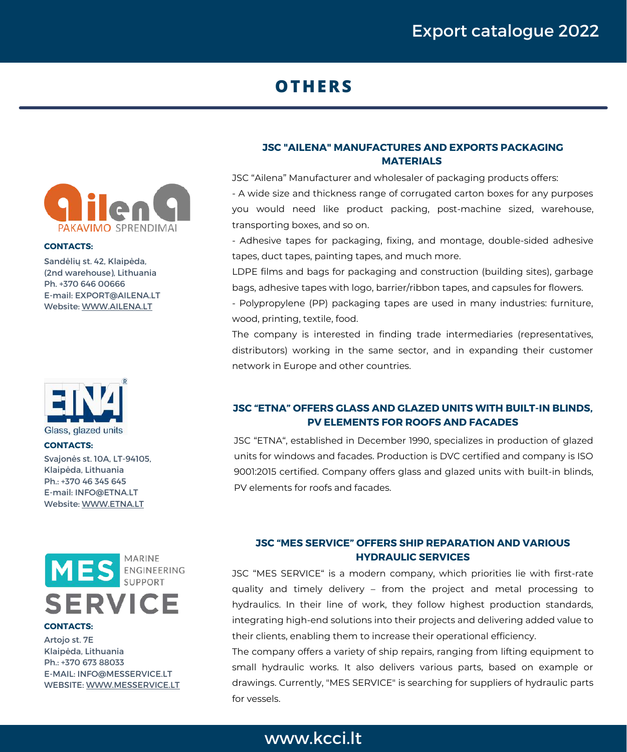# OTHERS

## JSC "AILENA" MANUFACTURES AND EXPORTS PACKAGING MATERIALS

**CONTACTS:**

Sandėlių st. 42, Klaipėda,
(2nd warehouse), Lithuania
Ph. +370 646 00666
E-mail: EXPORT@AILENA.LT
Website: WWW.AILENA.LT

JSC "Ailena" Manufacturer and wholesaler of packaging products offers:

- A wide size and thickness range of corrugated carton boxes for any purposes you would need like product packing, post-machine sized, warehouse, transporting boxes, and so on.
- Adhesive tapes for packaging, fixing, and montage, double-sided adhesive tapes, duct tapes, painting tapes, and much more.

LDPE films and bags for packaging and construction (building sites), garbage bags, adhesive tapes with logo, barrier/ribbon tapes, and capsules for flowers.

- Polypropylene (PP) packaging tapes are used in many industries: furniture, wood, printing, textile, food.

The company is interested in finding trade intermediaries (representatives, distributors) working in the same sector, and in expanding their customer network in Europe and other countries.

## JSC "ETNA" OFFERS GLASS AND GLAZED UNITS WITH BUILT-IN BLINDS, PV ELEMENTS FOR ROOFS AND FACADES

**CONTACTS:**

Svajonės st. 10A, LT-94105,
Klaipėda, Lithuania
Ph.: +370 46 345 645
E-mail: INFO@ETNA.LT
Website: WWW.ETNA.LT

JSC "ETNA", established in December 1990, specializes in production of glazed units for windows and facades. Production is DVC certified and company is ISO 9001:2015 certified. Company offers glass and glazed units with built-in blinds, PV elements for roofs and facades.

## JSC "MES SERVICE" OFFERS SHIP REPARATION AND VARIOUS HYDRAULIC SERVICES

**CONTACTS:**

Artojo st. 7E
Klaipėda, Lithuania
Ph.: +370 673 88033
E-MAIL: INFO@MESSERVICE.LT
WEBSITE: WWW.MESSERVICE.LT

JSC "MES SERVICE" is a modern company, which priorities lie with first-rate quality and timely delivery – from the project and metal processing to hydraulics. In their line of work, they follow highest production standards, integrating high-end solutions into their projects and delivering added value to their clients, enabling them to increase their operational efficiency.

The company offers a variety of ship repairs, ranging from lifting equipment to small hydraulic works. It also delivers various parts, based on example or drawings. Currently, "MES SERVICE" is searching for suppliers of hydraulic parts for vessels.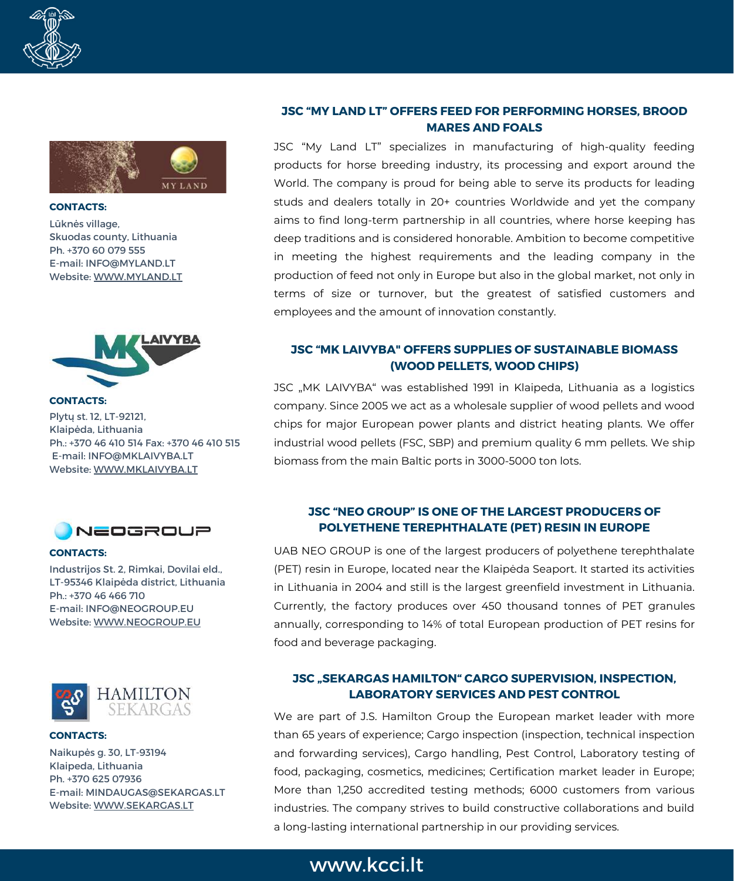## JSC "MY LAND LT" OFFERS FEED FOR PERFORMING HORSES, BROOD MARES AND FOALS

JSC "My Land LT" specializes in manufacturing of high-quality feeding products for horse breeding industry, its processing and export around the World. The company is proud for being able to serve its products for leading studs and dealers totally in 20+ countries Worldwide and yet the company aims to find long-term partnership in all countries, where horse keeping has deep traditions and is considered honorable. Ambition to become competitive in meeting the highest requirements and the leading company in the production of feed not only in Europe but also in the global market, not only in terms of size or turnover, but the greatest of satisfied customers and employees and the amount of innovation constantly.

**CONTACTS:**

Lūknės village,
Skuodas county, Lithuania
Ph. +370 60 079 555
E-mail: INFO@MYLAND.LT
Website: WWW.MYLAND.LT

## JSC "MK LAIVYBA" OFFERS SUPPLIES OF SUSTAINABLE BIOMASS (WOOD PELLETS, WOOD CHIPS)

JSC „MK LAIVYBA" was established 1991 in Klaipeda, Lithuania as a logistics company. Since 2005 we act as a wholesale supplier of wood pellets and wood chips for major European power plants and district heating plants. We offer industrial wood pellets (FSC, SBP) and premium quality 6 mm pellets. We ship biomass from the main Baltic ports in 3000-5000 ton lots.

**CONTACTS:**

Plytų st. 12, LT-92121,
Klaipėda, Lithuania
Ph.: +370 46 410 514 Fax: +370 46 410 515
E-mail: INFO@MKLAIVYBA.LT
Website: WWW.MKLAIVYBA.LT

## JSC "NEO GROUP" IS ONE OF THE LARGEST PRODUCERS OF POLYETHENE TEREPHTHALATE (PET) RESIN IN EUROPE

UAB NEO GROUP is one of the largest producers of polyethene terephthalate (PET) resin in Europe, located near the Klaipėda Seaport. It started its activities in Lithuania in 2004 and still is the largest greenfield investment in Lithuania. Currently, the factory produces over 450 thousand tonnes of PET granules annually, corresponding to 14% of total European production of PET resins for food and beverage packaging.

**CONTACTS:**

Industrijos St. 2, Rimkai, Dovilai eld.,
LT-95346 Klaipėda district, Lithuania
Ph.: +370 46 466 710
E-mail: INFO@NEOGROUP.EU
Website: WWW.NEOGROUP.EU

## JSC „SEKARGAS HAMILTON" CARGO SUPERVISION, INSPECTION, LABORATORY SERVICES AND PEST CONTROL

We are part of J.S. Hamilton Group the European market leader with more than 65 years of experience; Cargo inspection (inspection, technical inspection and forwarding services), Cargo handling, Pest Control, Laboratory testing of food, packaging, cosmetics, medicines; Certification market leader in Europe; More than 1,250 accredited testing methods; 6000 customers from various industries. The company strives to build constructive collaborations and build a long-lasting international partnership in our providing services.

**CONTACTS:**

Naikupės g. 30, LT-93194
Klaipeda, Lithuania
Ph. +370 625 07936
E-mail: MINDAUGAS@SEKARGAS.LT
Website: WWW.SEKARGAS.LT

www.kcci.lt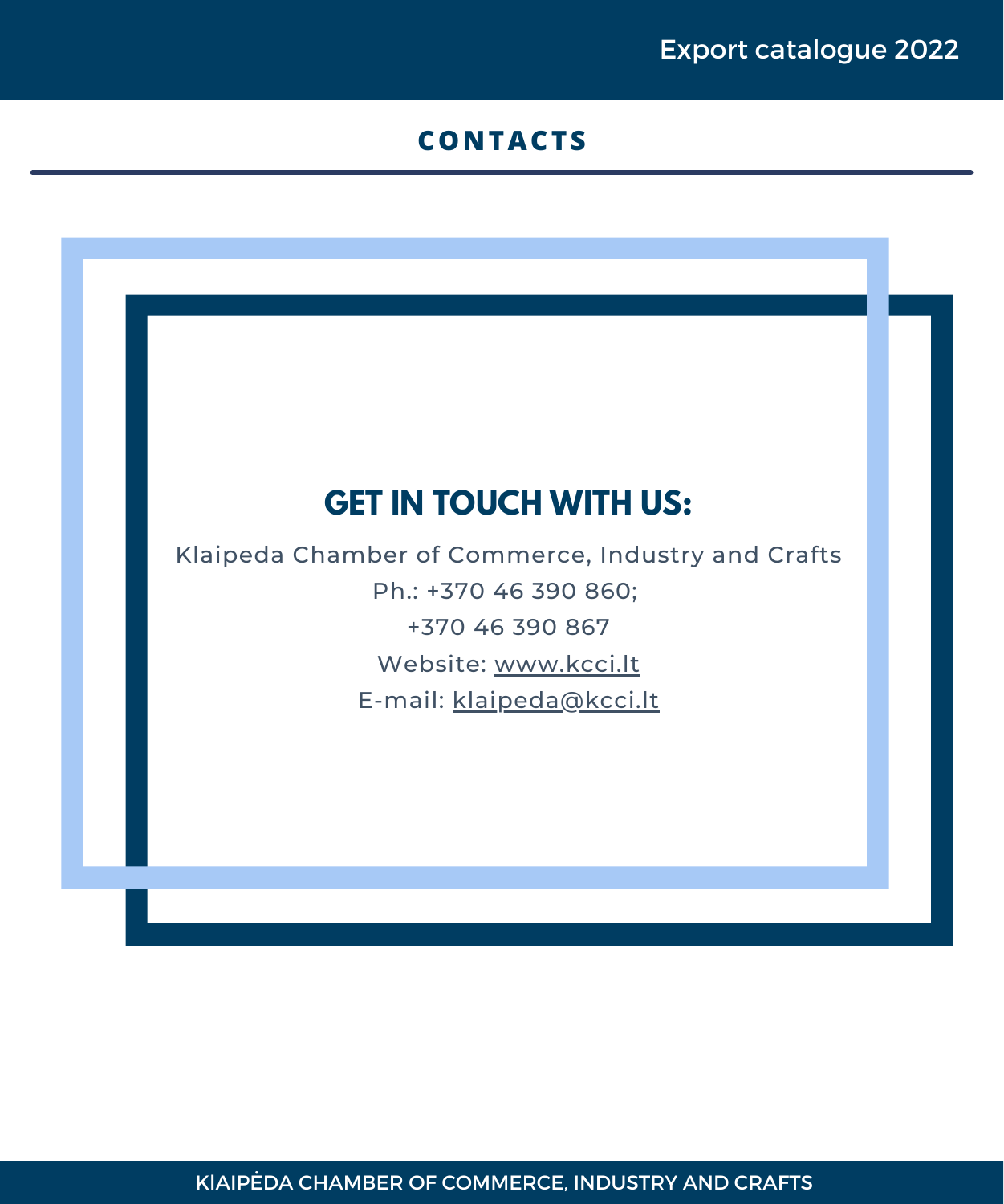## CONTACTS

### GET IN TOUCH WITH US:

Klaipeda Chamber of Commerce, Industry and Crafts

Ph.: +370 46 390 860;

+370 46 390 867

Website: www.kcci.lt

E-mail: klaipeda@kcci.lt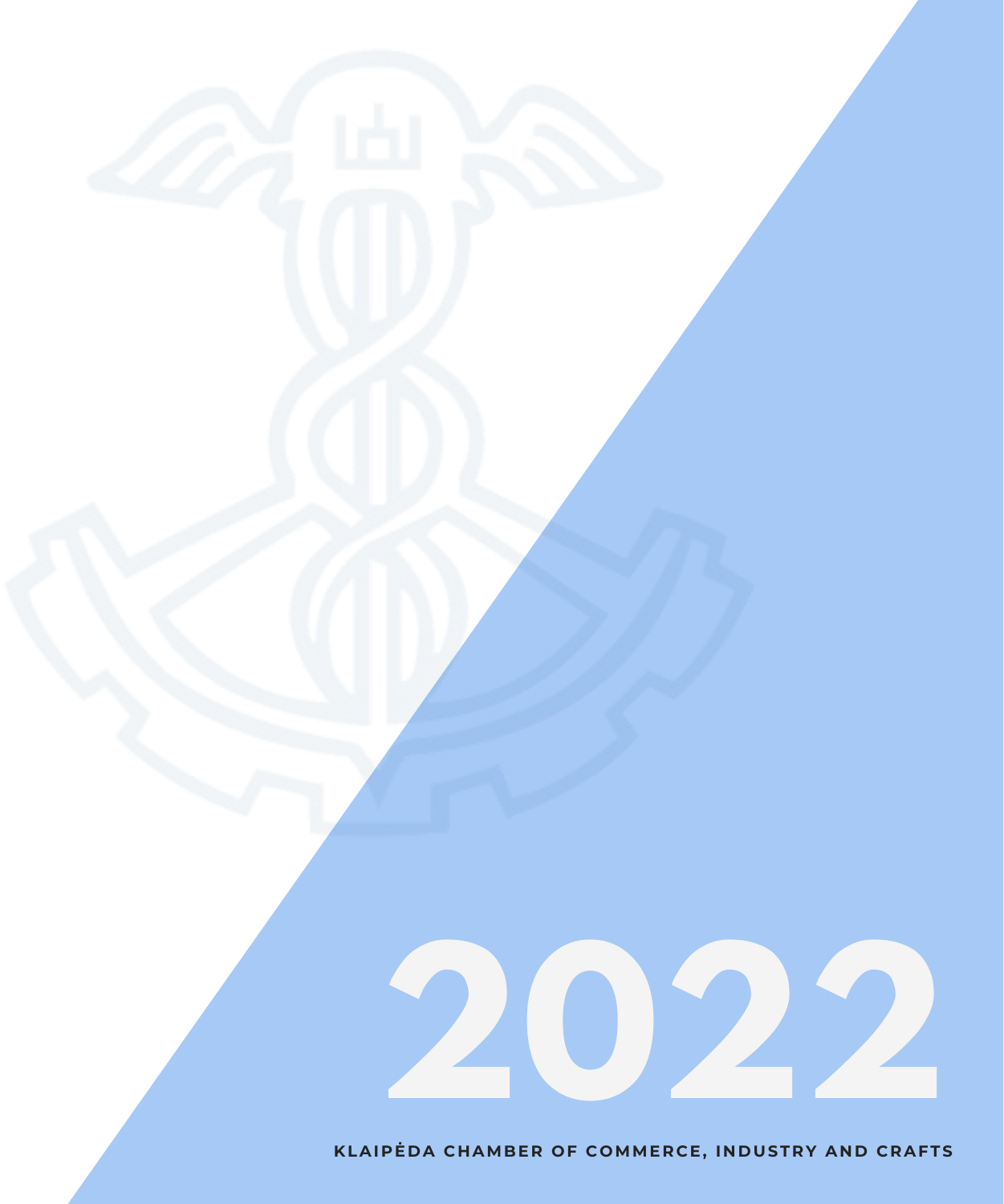# 2022

**KLAIPĖDA CHAMBER OF COMMERCE, INDUSTRY AND CRAFTS**